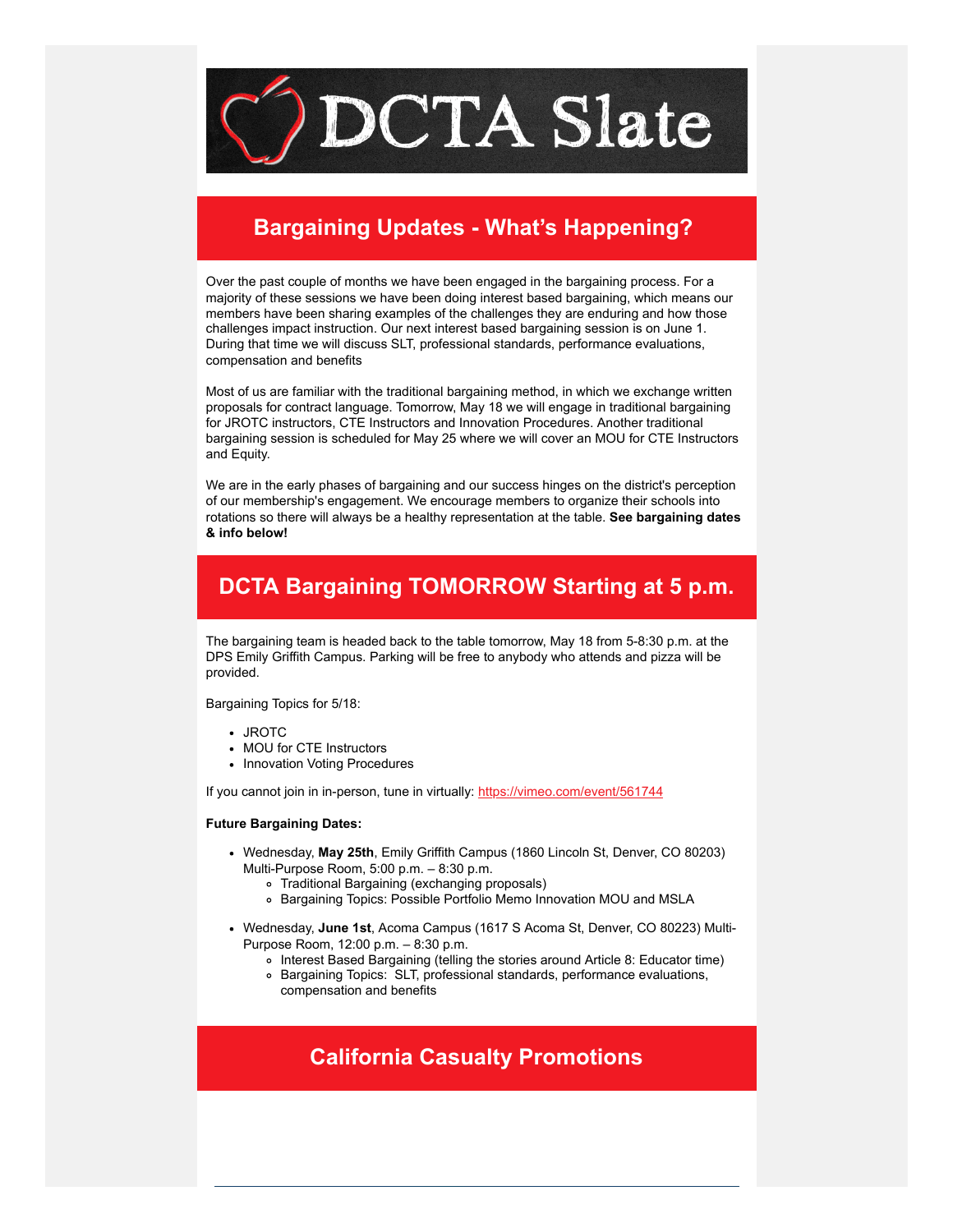# DCTA Slate

## Bargaining Updates - What's Happening?

Over the past couple of months we have been engaged in the bargaining process. For a majority of these sessions we have been doing interest based bargaining, which means our members have been sharing examples of the challenges they are enduring and how those challenges impact instruction. Our next interest based bargaining session is on June 1. During that time we will discuss SLT, professional standards, performance evaluations, compensation and benefits

Most of us are familiar with the traditional bargaining method, in which we exchange written proposals for contract language. Tomorrow, May 18 we will engage in traditional bargaining for JROTC instructors, CTE Instructors and Innovation Procedures. Another traditional bargaining session is scheduled for May 25 where we will cover an MOU for CTE Instructors and Equity.

We are in the early phases of bargaining and our success hinges on the district's perception of our membership's engagement. We encourage members to organize their schools into rotations so there will always be a healthy representation at the table. **See bargaining dates & info below!**

## DCTA Bargaining TOMORROW Starting at 5 p.m.

The bargaining team is headed back to the table tomorrow, May 18 from 5-8:30 p.m. at the DPS Emily Griffith Campus. Parking will be free to anybody who attends and pizza will be provided.

Bargaining Topics for 5/18:

- JROTC
- MOU for CTE Instructors
- Innovation Voting Procedures

If you cannot join in in-person, tune in virtually: https://vimeo.com/event/561744

**Future Bargaining Dates:**

- Wednesday, **May 25th**, Emily Griffith Campus (1860 Lincoln St, Denver, CO 80203) Multi-Purpose Room, 5:00 p.m. – 8:30 p.m.
  - Traditional Bargaining (exchanging proposals)
  - Bargaining Topics: Possible Portfolio Memo Innovation MOU and MSLA
- Wednesday, **June 1st**, Acoma Campus (1617 S Acoma St, Denver, CO 80223) Multi-Purpose Room, 12:00 p.m. – 8:30 p.m.
  - Interest Based Bargaining (telling the stories around Article 8: Educator time)
  - Bargaining Topics: SLT, professional standards, performance evaluations, compensation and benefits

## California Casualty Promotions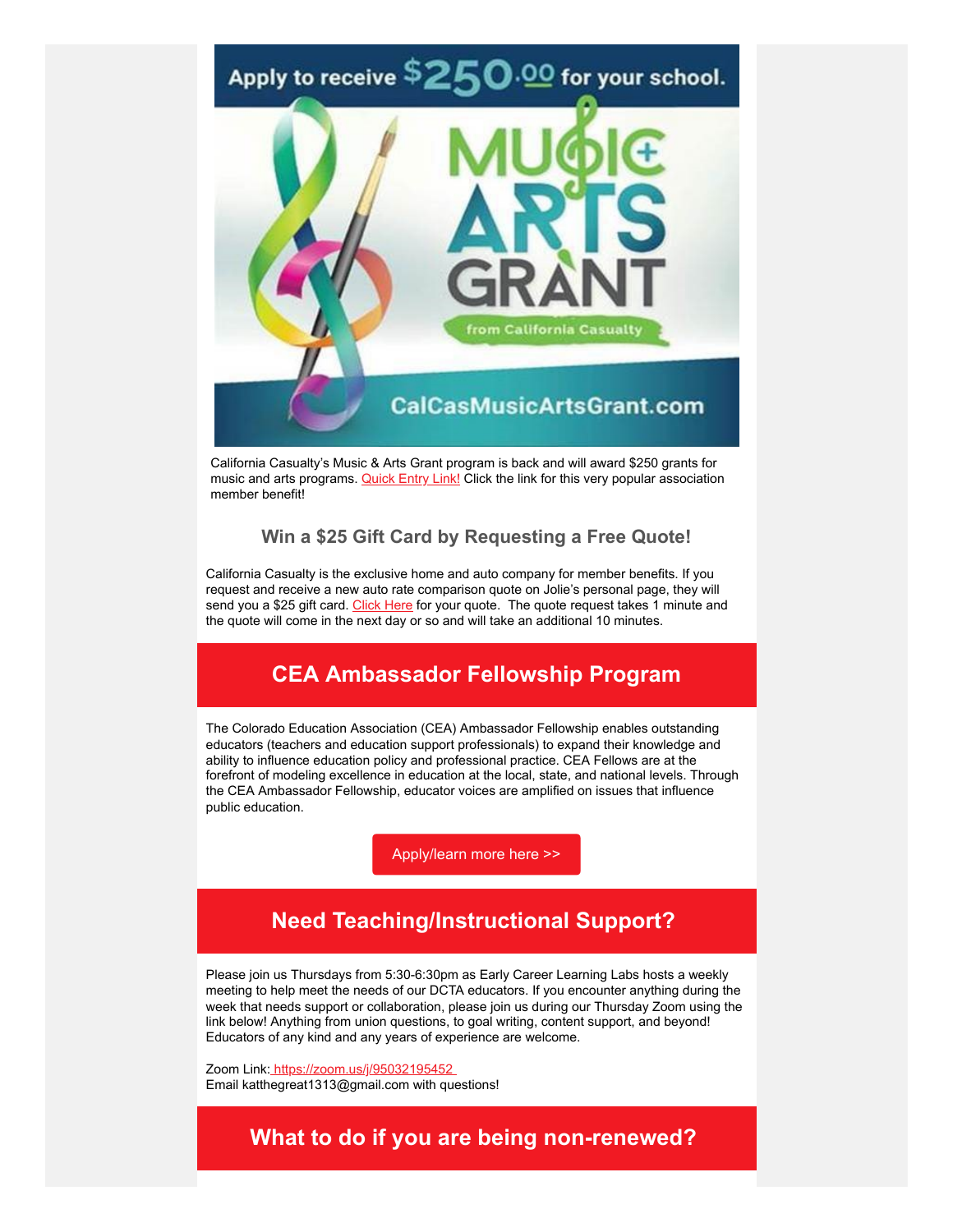Apply to receive $250.00 for your school.

MUSIC + ARTS GRANT from California Casualty

CalCasMusicArtsGrant.com

California Casualty's Music & Arts Grant program is back and will award $250 grants for music and arts programs. Quick Entry Link! Click the link for this very popular association member benefit!

### Win a $25 Gift Card by Requesting a Free Quote!

California Casualty is the exclusive home and auto company for member benefits. If you request and receive a new auto rate comparison quote on Jolie's personal page, they will send you a $25 gift card. Click Here for your quote. The quote request takes 1 minute and the quote will come in the next day or so and will take an additional 10 minutes.

## CEA Ambassador Fellowship Program

The Colorado Education Association (CEA) Ambassador Fellowship enables outstanding educators (teachers and education support professionals) to expand their knowledge and ability to influence education policy and professional practice. CEA Fellows are at the forefront of modeling excellence in education at the local, state, and national levels. Through the CEA Ambassador Fellowship, educator voices are amplified on issues that influence public education.

Apply/learn more here >>

## Need Teaching/Instructional Support?

Please join us Thursdays from 5:30-6:30pm as Early Career Learning Labs hosts a weekly meeting to help meet the needs of our DCTA educators. If you encounter anything during the week that needs support or collaboration, please join us during our Thursday Zoom using the link below! Anything from union questions, to goal writing, content support, and beyond! Educators of any kind and any years of experience are welcome.

Zoom Link: https://zoom.us/j/95032195452
Email katthegreat1313@gmail.com with questions!

## What to do if you are being non-renewed?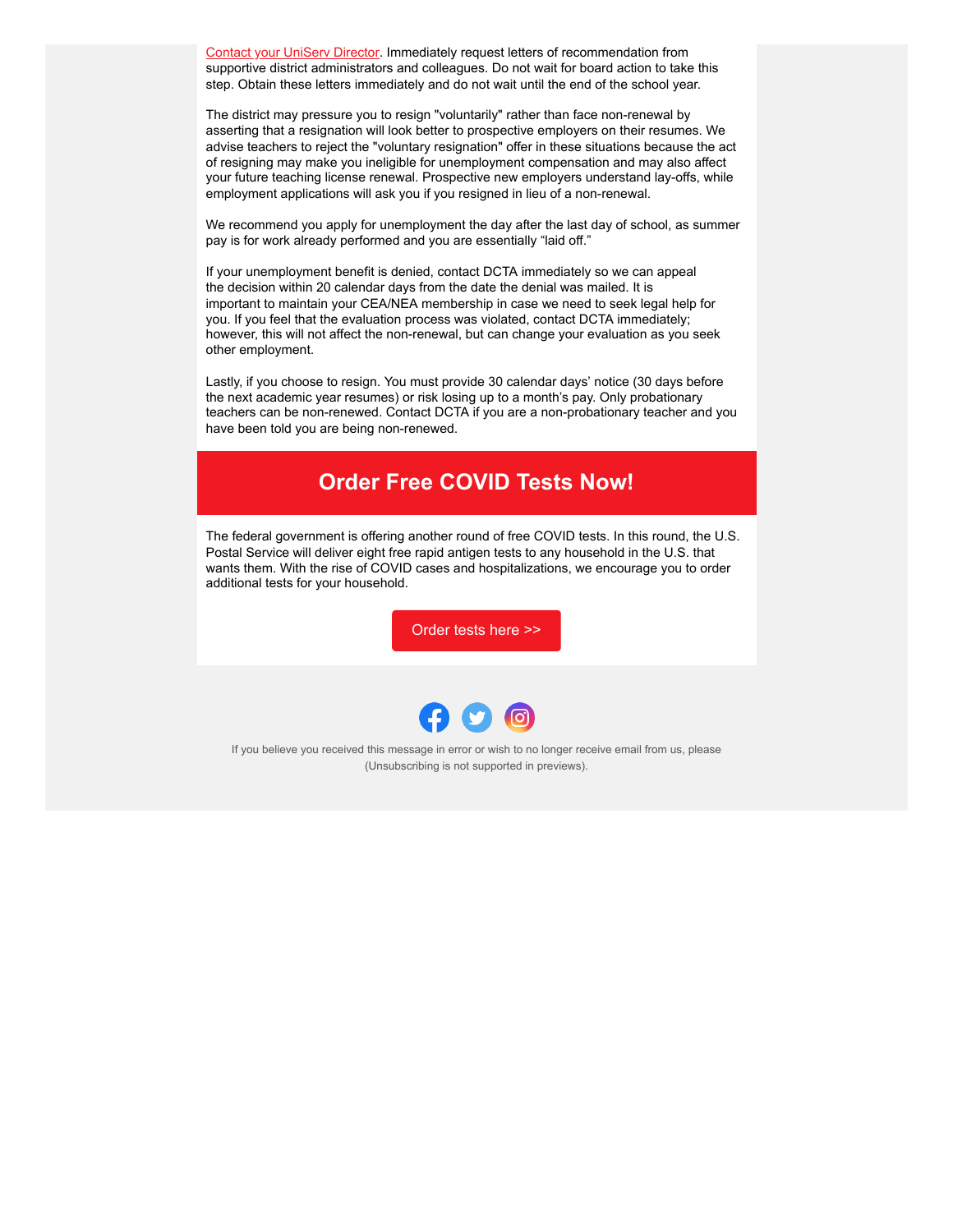Contact your UniServ Director. Immediately request letters of recommendation from supportive district administrators and colleagues. Do not wait for board action to take this step. Obtain these letters immediately and do not wait until the end of the school year.

The district may pressure you to resign "voluntarily" rather than face non-renewal by asserting that a resignation will look better to prospective employers on their resumes. We advise teachers to reject the "voluntary resignation" offer in these situations because the act of resigning may make you ineligible for unemployment compensation and may also affect your future teaching license renewal. Prospective new employers understand lay-offs, while employment applications will ask you if you resigned in lieu of a non-renewal.

We recommend you apply for unemployment the day after the last day of school, as summer pay is for work already performed and you are essentially "laid off."

If your unemployment benefit is denied, contact DCTA immediately so we can appeal the decision within 20 calendar days from the date the denial was mailed. It is important to maintain your CEA/NEA membership in case we need to seek legal help for you. If you feel that the evaluation process was violated, contact DCTA immediately; however, this will not affect the non-renewal, but can change your evaluation as you seek other employment.

Lastly, if you choose to resign. You must provide 30 calendar days' notice (30 days before the next academic year resumes) or risk losing up to a month's pay. Only probationary teachers can be non-renewed. Contact DCTA if you are a non-probationary teacher and you have been told you are being non-renewed.

## Order Free COVID Tests Now!

The federal government is offering another round of free COVID tests. In this round, the U.S. Postal Service will deliver eight free rapid antigen tests to any household in the U.S. that wants them. With the rise of COVID cases and hospitalizations, we encourage you to order additional tests for your household.

Order tests here >>

If you believe you received this message in error or wish to no longer receive email from us, please (Unsubscribing is not supported in previews).